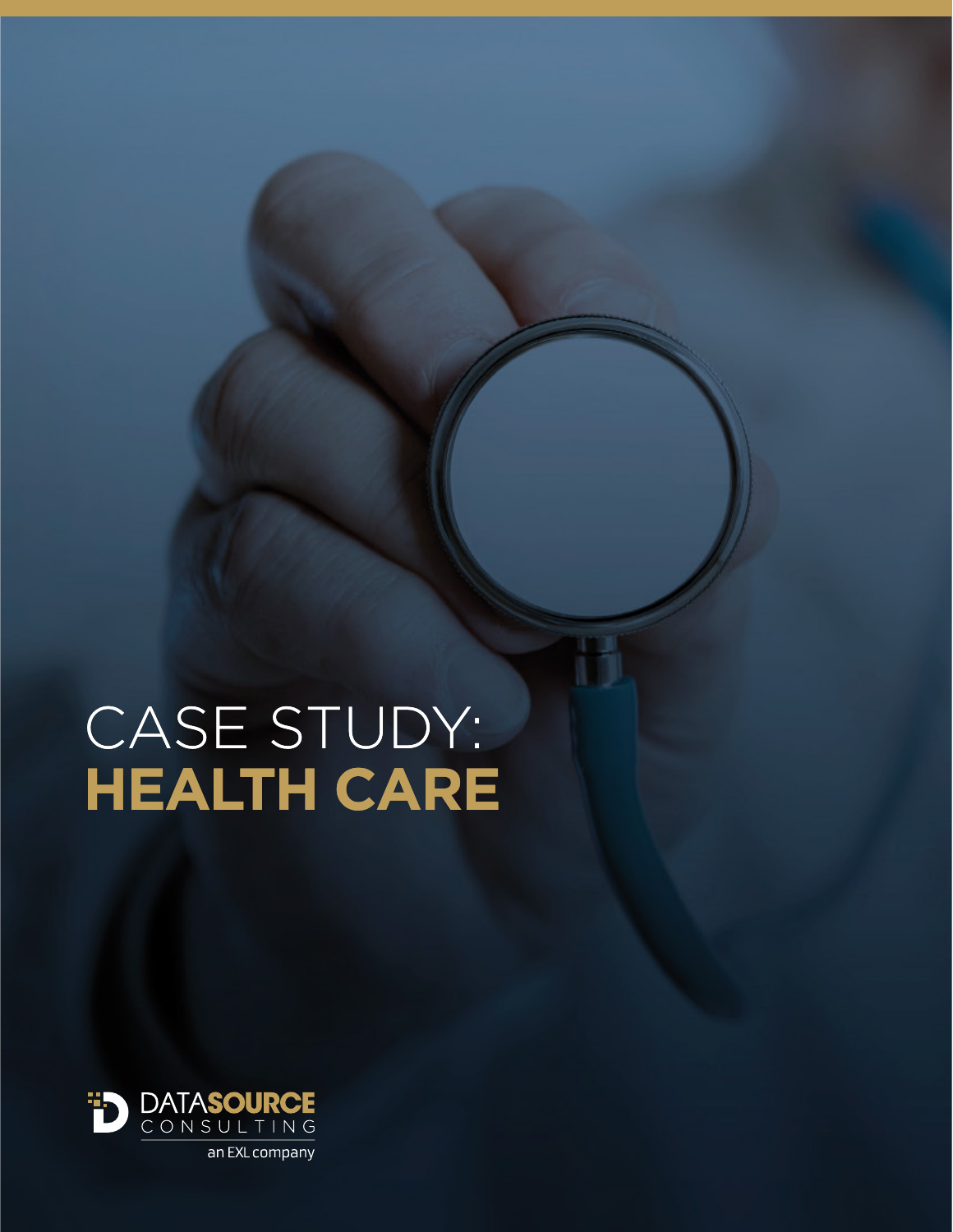# CASE STUDY: HEALTH CARE

DATASOURCE CONSULTING

an EXL company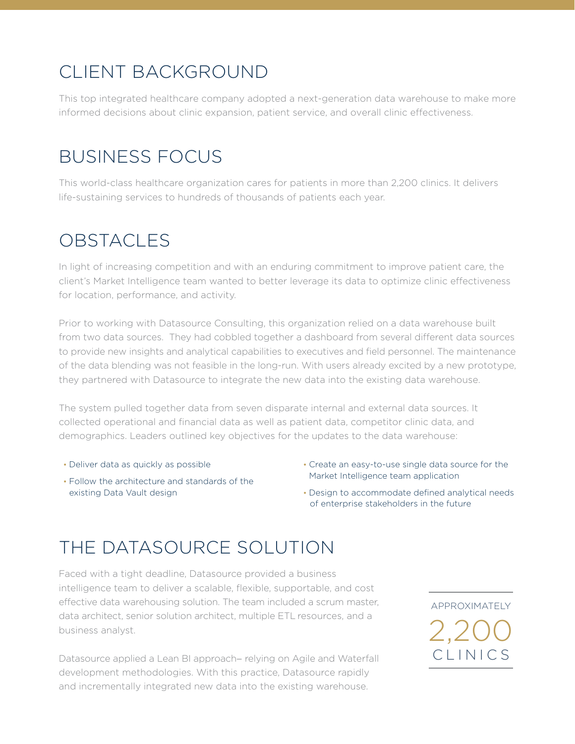## CLIENT BACKGROUND

This top integrated healthcare company adopted a next-generation data warehouse to make more informed decisions about clinic expansion, patient service, and overall clinic effectiveness.

## BUSINESS FOCUS

This world-class healthcare organization cares for patients in more than 2,200 clinics. It delivers life-sustaining services to hundreds of thousands of patients each year.

## OBSTACLES

In light of increasing competition and with an enduring commitment to improve patient care, the client's Market Intelligence team wanted to better leverage its data to optimize clinic effectiveness for location, performance, and activity.

Prior to working with Datasource Consulting, this organization relied on a data warehouse built from two data sources. They had cobbled together a dashboard from several different data sources to provide new insights and analytical capabilities to executives and field personnel. The maintenance of the data blending was not feasible in the long-run. With users already excited by a new prototype, they partnered with Datasource to integrate the new data into the existing data warehouse.

The system pulled together data from seven disparate internal and external data sources. It collected operational and financial data as well as patient data, competitor clinic data, and demographics. Leaders outlined key objectives for the updates to the data warehouse:

- Deliver data as quickly as possible
- Follow the architecture and standards of the existing Data Vault design
- Create an easy-to-use single data source for the Market Intelligence team application
- Design to accommodate defined analytical needs of enterprise stakeholders in the future

## THE DATASOURCE SOLUTION

Faced with a tight deadline, Datasource provided a business intelligence team to deliver a scalable, flexible, supportable, and cost effective data warehousing solution. The team included a scrum master, data architect, senior solution architect, multiple ETL resources, and a business analyst.

Datasource applied a Lean BI approach– relying on Agile and Waterfall development methodologies. With this practice, Datasource rapidly and incrementally integrated new data into the existing warehouse.

APPROXIMATELY
2,200
CLINICS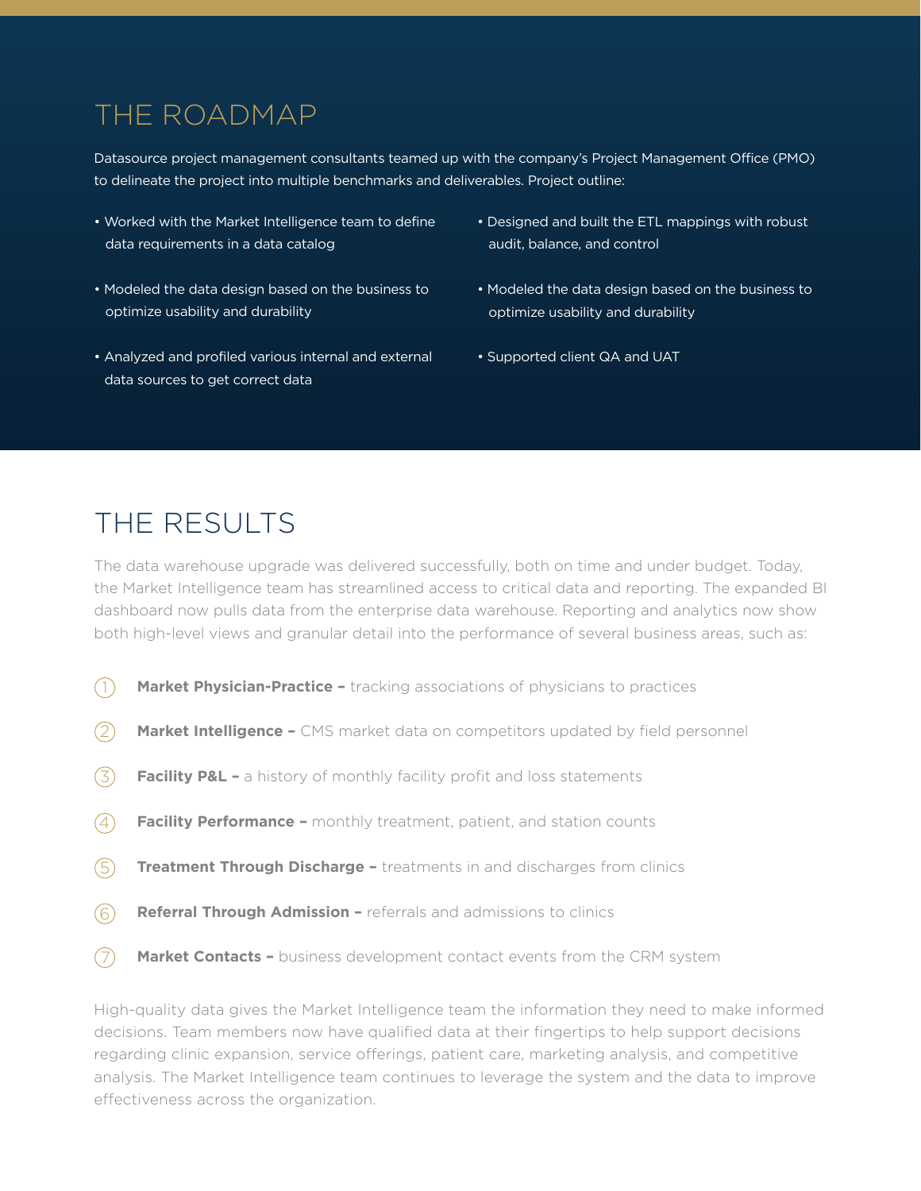## THE ROADMAP

Datasource project management consultants teamed up with the company's Project Management Office (PMO) to delineate the project into multiple benchmarks and deliverables. Project outline:

- Worked with the Market Intelligence team to define data requirements in a data catalog
- Modeled the data design based on the business to optimize usability and durability
- Analyzed and profiled various internal and external data sources to get correct data
- Designed and built the ETL mappings with robust audit, balance, and control
- Modeled the data design based on the business to optimize usability and durability
- Supported client QA and UAT

## THE RESULTS

The data warehouse upgrade was delivered successfully, both on time and under budget. Today, the Market Intelligence team has streamlined access to critical data and reporting. The expanded BI dashboard now pulls data from the enterprise data warehouse. Reporting and analytics now show both high-level views and granular detail into the performance of several business areas, such as:

1. **Market Physician-Practice –** tracking associations of physicians to practices
2. **Market Intelligence –** CMS market data on competitors updated by field personnel
3. **Facility P&L –** a history of monthly facility profit and loss statements
4. **Facility Performance –** monthly treatment, patient, and station counts
5. **Treatment Through Discharge –** treatments in and discharges from clinics
6. **Referral Through Admission –** referrals and admissions to clinics
7. **Market Contacts –** business development contact events from the CRM system

High-quality data gives the Market Intelligence team the information they need to make informed decisions. Team members now have qualified data at their fingertips to help support decisions regarding clinic expansion, service offerings, patient care, marketing analysis, and competitive analysis. The Market Intelligence team continues to leverage the system and the data to improve effectiveness across the organization.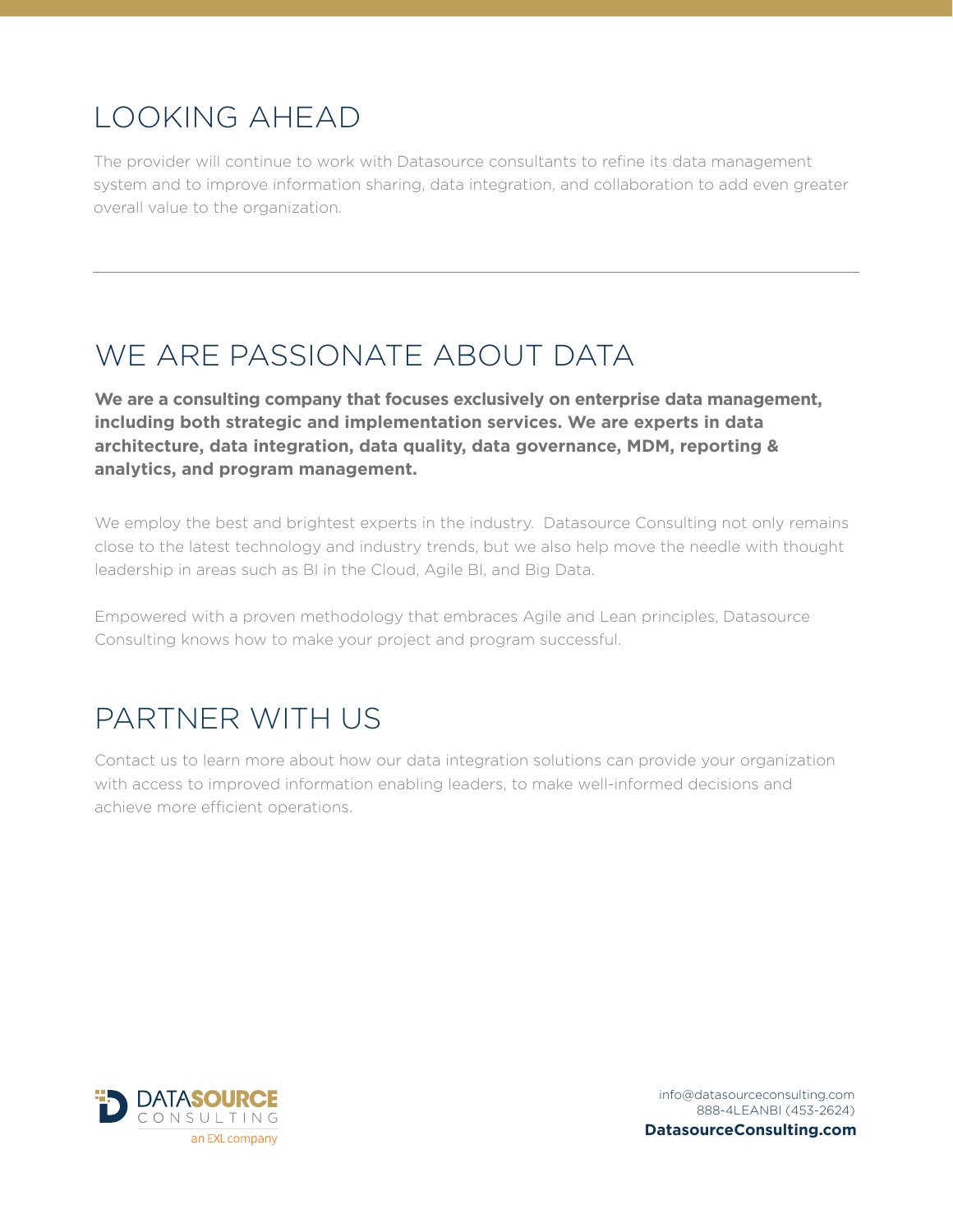## LOOKING AHEAD

The provider will continue to work with Datasource consultants to refine its data management system and to improve information sharing, data integration, and collaboration to add even greater overall value to the organization.

---

## WE ARE PASSIONATE ABOUT DATA

**We are a consulting company that focuses exclusively on enterprise data management, including both strategic and implementation services. We are experts in data architecture, data integration, data quality, data governance, MDM, reporting & analytics, and program management.**

We employ the best and brightest experts in the industry. Datasource Consulting not only remains close to the latest technology and industry trends, but we also help move the needle with thought leadership in areas such as BI in the Cloud, Agile BI, and Big Data.

Empowered with a proven methodology that embraces Agile and Lean principles, Datasource Consulting knows how to make your project and program successful.

## PARTNER WITH US

Contact us to learn more about how our data integration solutions can provide your organization with access to improved information enabling leaders, to make well-informed decisions and achieve more efficient operations.

DATASOURCE CONSULTING
an EXL company

info@datasourceconsulting.com
888-4LEANBI (453-2624)
**DatasourceConsulting.com**